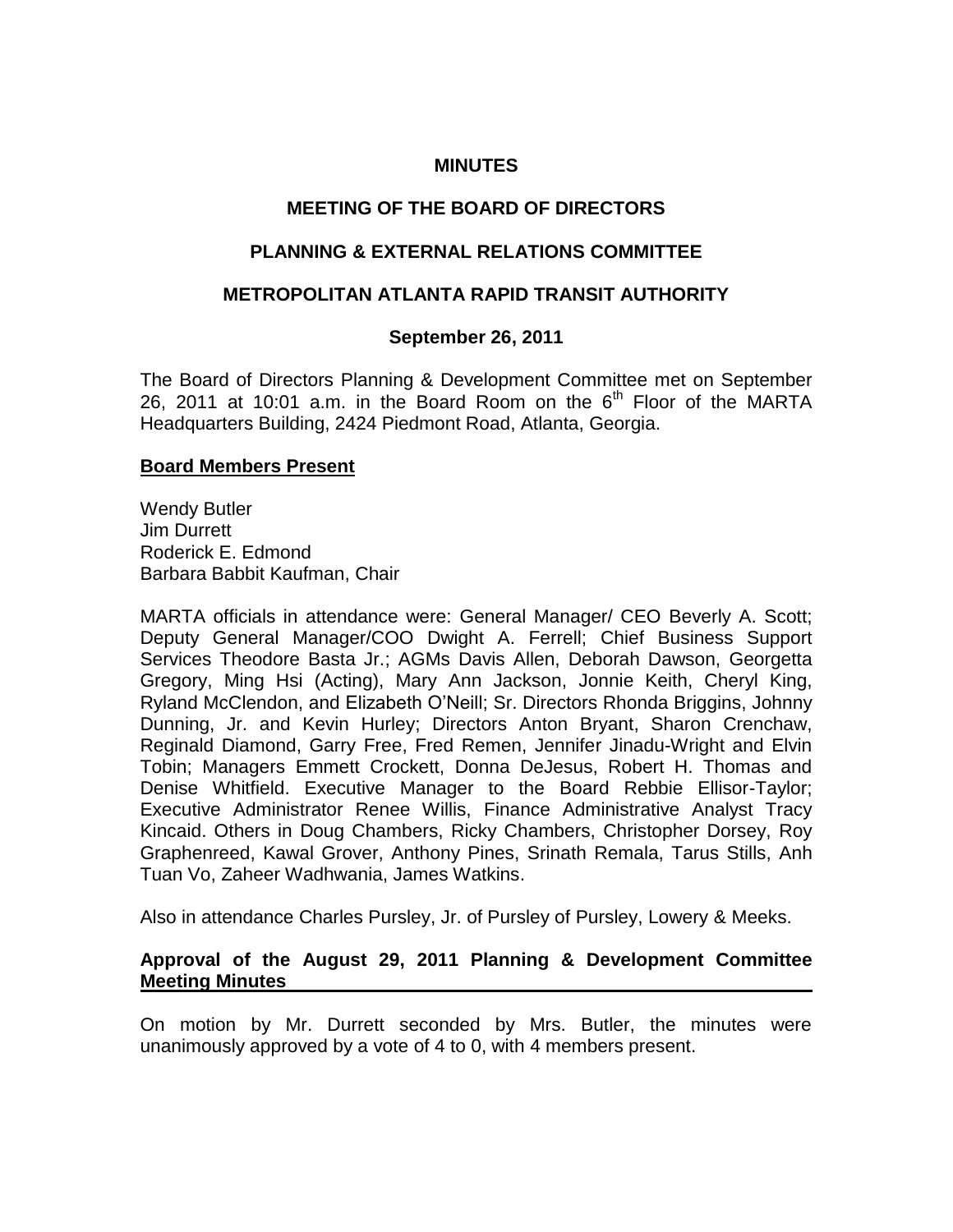**MINUTES**

**MEETING OF THE BOARD OF DIRECTORS**

**PLANNING & EXTERNAL RELATIONS COMMITTEE**

**METROPOLITAN ATLANTA RAPID TRANSIT AUTHORITY**

**September 26, 2011**

The Board of Directors Planning & Development Committee met on September 26, 2011 at 10:01 a.m. in the Board Room on the 6th Floor of the MARTA Headquarters Building, 2424 Piedmont Road, Atlanta, Georgia.

**Board Members Present**

Wendy Butler
Jim Durrett
Roderick E. Edmond
Barbara Babbit Kaufman, Chair

MARTA officials in attendance were: General Manager/ CEO Beverly A. Scott; Deputy General Manager/COO Dwight A. Ferrell; Chief Business Support Services Theodore Basta Jr.; AGMs Davis Allen, Deborah Dawson, Georgetta Gregory, Ming Hsi (Acting), Mary Ann Jackson, Jonnie Keith, Cheryl King, Ryland McClendon, and Elizabeth O'Neill; Sr. Directors Rhonda Briggins, Johnny Dunning, Jr. and Kevin Hurley; Directors Anton Bryant, Sharon Crenchaw, Reginald Diamond, Garry Free, Fred Remen, Jennifer Jinadu-Wright and Elvin Tobin; Managers Emmett Crockett, Donna DeJesus, Robert H. Thomas and Denise Whitfield. Executive Manager to the Board Rebbie Ellisor-Taylor; Executive Administrator Renee Willis, Finance Administrative Analyst Tracy Kincaid. Others in Doug Chambers, Ricky Chambers, Christopher Dorsey, Roy Graphenreed, Kawal Grover, Anthony Pines, Srinath Remala, Tarus Stills, Anh Tuan Vo, Zaheer Wadhwania, James Watkins.

Also in attendance Charles Pursley, Jr. of Pursley of Pursley, Lowery & Meeks.

**Approval of the August 29, 2011 Planning & Development Committee Meeting Minutes**

On motion by Mr. Durrett seconded by Mrs. Butler, the minutes were unanimously approved by a vote of 4 to 0, with 4 members present.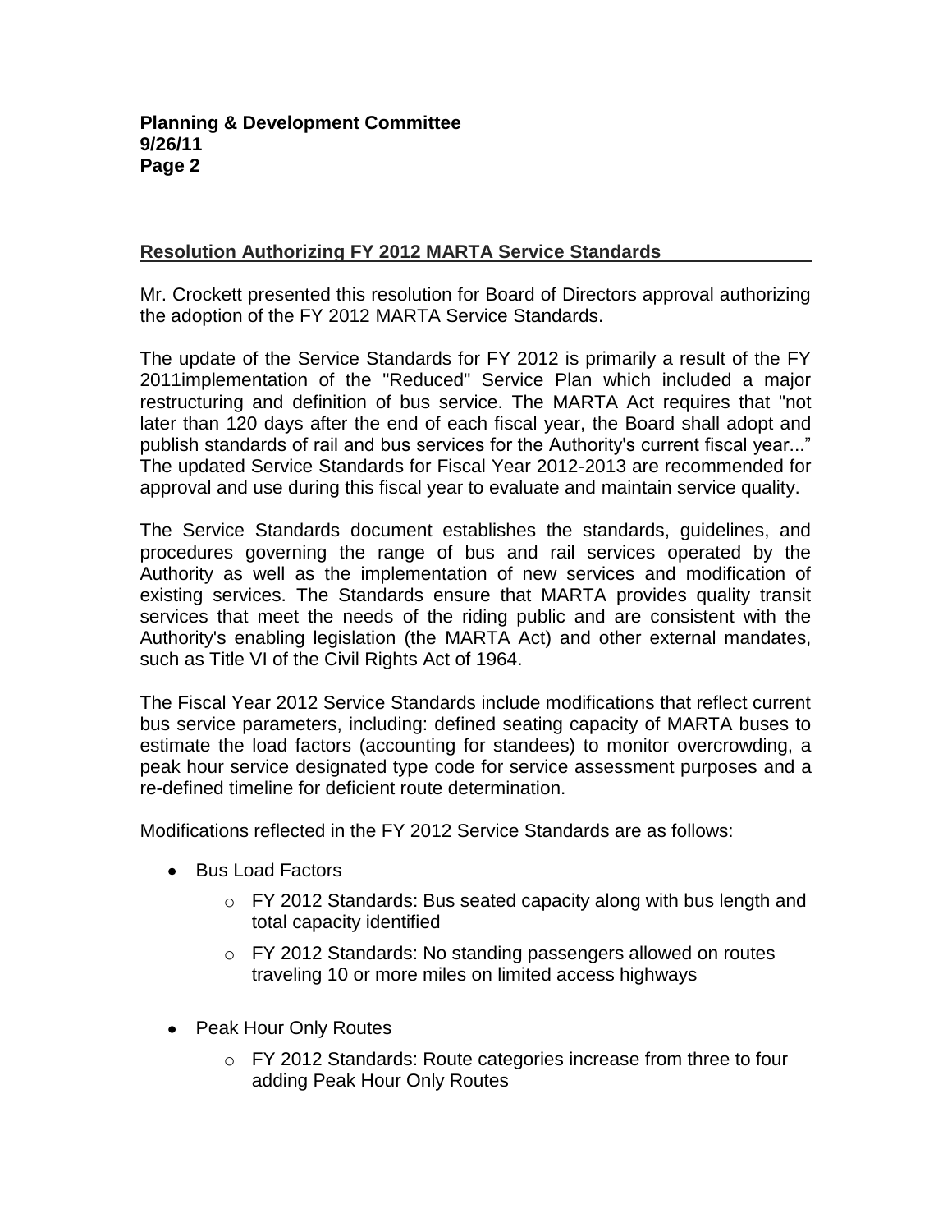## Resolution Authorizing FY 2012 MARTA Service Standards

Mr. Crockett presented this resolution for Board of Directors approval authorizing the adoption of the FY 2012 MARTA Service Standards.

The update of the Service Standards for FY 2012 is primarily a result of the FY 2011implementation of the "Reduced" Service Plan which included a major restructuring and definition of bus service. The MARTA Act requires that "not later than 120 days after the end of each fiscal year, the Board shall adopt and publish standards of rail and bus services for the Authority's current fiscal year..." The updated Service Standards for Fiscal Year 2012-2013 are recommended for approval and use during this fiscal year to evaluate and maintain service quality.

The Service Standards document establishes the standards, guidelines, and procedures governing the range of bus and rail services operated by the Authority as well as the implementation of new services and modification of existing services. The Standards ensure that MARTA provides quality transit services that meet the needs of the riding public and are consistent with the Authority's enabling legislation (the MARTA Act) and other external mandates, such as Title VI of the Civil Rights Act of 1964.

The Fiscal Year 2012 Service Standards include modifications that reflect current bus service parameters, including: defined seating capacity of MARTA buses to estimate the load factors (accounting for standees) to monitor overcrowding, a peak hour service designated type code for service assessment purposes and a re-defined timeline for deficient route determination.

Modifications reflected in the FY 2012 Service Standards are as follows:

- Bus Load Factors
  - FY 2012 Standards: Bus seated capacity along with bus length and total capacity identified
  - FY 2012 Standards: No standing passengers allowed on routes traveling 10 or more miles on limited access highways
- Peak Hour Only Routes
  - FY 2012 Standards: Route categories increase from three to four adding Peak Hour Only Routes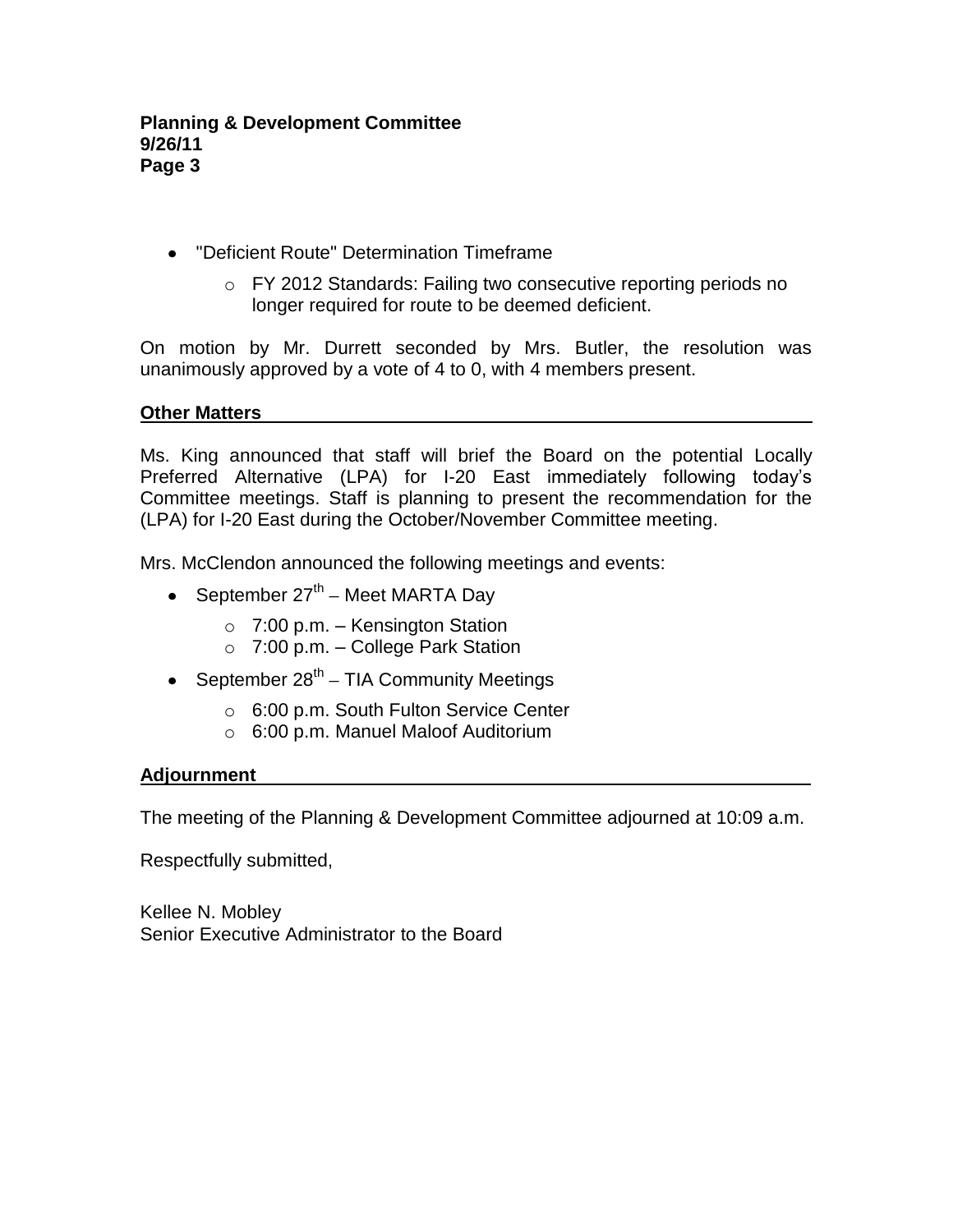- "Deficient Route" Determination Timeframe
  - FY 2012 Standards: Failing two consecutive reporting periods no longer required for route to be deemed deficient.

On motion by Mr. Durrett seconded by Mrs. Butler, the resolution was unanimously approved by a vote of 4 to 0, with 4 members present.

## Other Matters

Ms. King announced that staff will brief the Board on the potential Locally Preferred Alternative (LPA) for I-20 East immediately following today's Committee meetings. Staff is planning to present the recommendation for the (LPA) for I-20 East during the October/November Committee meeting.

Mrs. McClendon announced the following meetings and events:

- September 27th – Meet MARTA Day
  - 7:00 p.m. – Kensington Station
  - 7:00 p.m. – College Park Station
- September 28th – TIA Community Meetings
  - 6:00 p.m. South Fulton Service Center
  - 6:00 p.m. Manuel Maloof Auditorium

## Adjournment

The meeting of the Planning & Development Committee adjourned at 10:09 a.m.

Respectfully submitted,

Kellee N. Mobley
Senior Executive Administrator to the Board